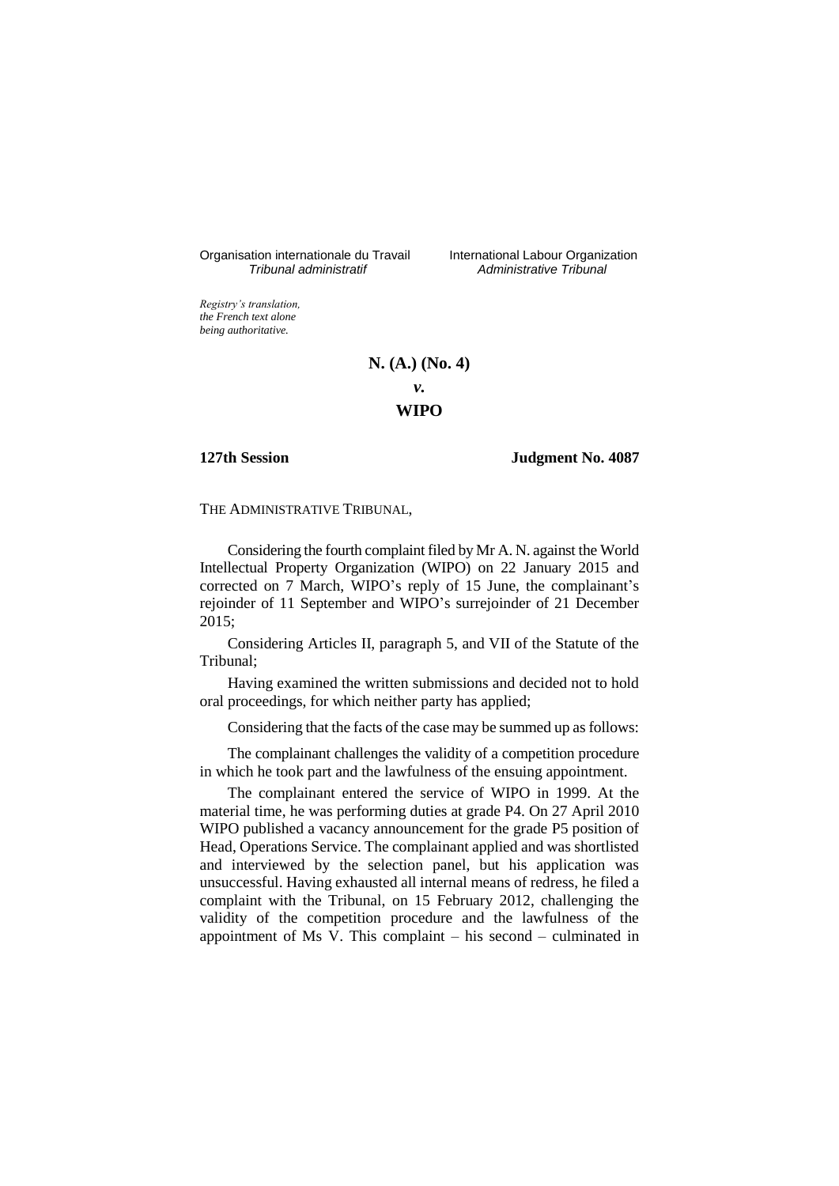Organisation internationale du Travail
*Tribunal administratif*

International Labour Organization
*Administrative Tribunal*

*Registry's translation, the French text alone being authoritative.*

**N. (A.) (No. 4)**

***v.***

**WIPO**

**127th Session** **Judgment No. 4087**

THE ADMINISTRATIVE TRIBUNAL,

Considering the fourth complaint filed by Mr A. N. against the World Intellectual Property Organization (WIPO) on 22 January 2015 and corrected on 7 March, WIPO's reply of 15 June, the complainant's rejoinder of 11 September and WIPO's surrejoinder of 21 December 2015;

Considering Articles II, paragraph 5, and VII of the Statute of the Tribunal;

Having examined the written submissions and decided not to hold oral proceedings, for which neither party has applied;

Considering that the facts of the case may be summed up as follows:

The complainant challenges the validity of a competition procedure in which he took part and the lawfulness of the ensuing appointment.

The complainant entered the service of WIPO in 1999. At the material time, he was performing duties at grade P4. On 27 April 2010 WIPO published a vacancy announcement for the grade P5 position of Head, Operations Service. The complainant applied and was shortlisted and interviewed by the selection panel, but his application was unsuccessful. Having exhausted all internal means of redress, he filed a complaint with the Tribunal, on 15 February 2012, challenging the validity of the competition procedure and the lawfulness of the appointment of Ms V. This complaint – his second – culminated in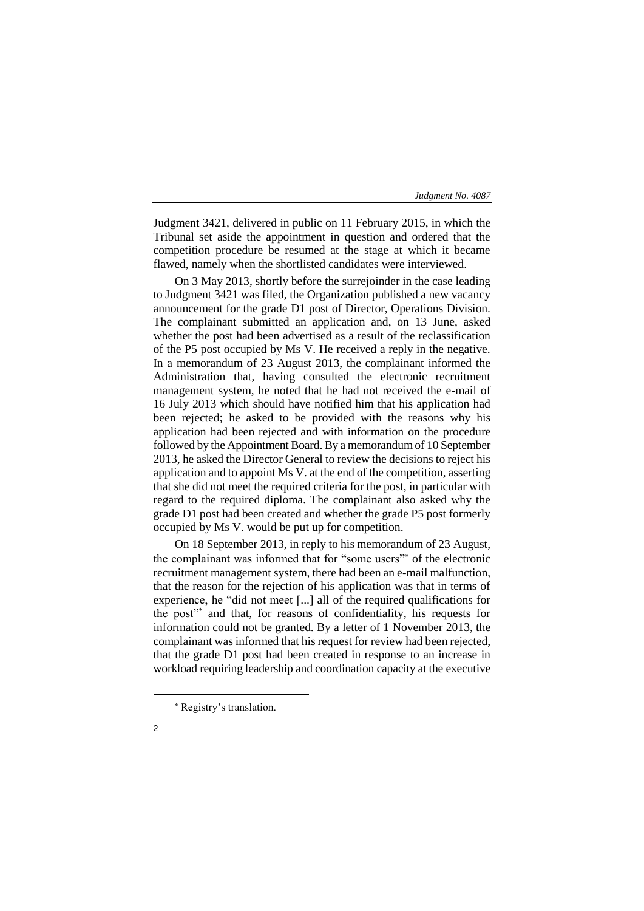Judgment 3421, delivered in public on 11 February 2015, in which the Tribunal set aside the appointment in question and ordered that the competition procedure be resumed at the stage at which it became flawed, namely when the shortlisted candidates were interviewed.

On 3 May 2013, shortly before the surrejoinder in the case leading to Judgment 3421 was filed, the Organization published a new vacancy announcement for the grade D1 post of Director, Operations Division. The complainant submitted an application and, on 13 June, asked whether the post had been advertised as a result of the reclassification of the P5 post occupied by Ms V. He received a reply in the negative. In a memorandum of 23 August 2013, the complainant informed the Administration that, having consulted the electronic recruitment management system, he noted that he had not received the e-mail of 16 July 2013 which should have notified him that his application had been rejected; he asked to be provided with the reasons why his application had been rejected and with information on the procedure followed by the Appointment Board. By a memorandum of 10 September 2013, he asked the Director General to review the decisions to reject his application and to appoint Ms V. at the end of the competition, asserting that she did not meet the required criteria for the post, in particular with regard to the required diploma. The complainant also asked why the grade D1 post had been created and whether the grade P5 post formerly occupied by Ms V. would be put up for competition.

On 18 September 2013, in reply to his memorandum of 23 August, the complainant was informed that for "some users"* of the electronic recruitment management system, there had been an e-mail malfunction, that the reason for the rejection of his application was that in terms of experience, he "did not meet [...] all of the required qualifications for the post"* and that, for reasons of confidentiality, his requests for information could not be granted. By a letter of 1 November 2013, the complainant was informed that his request for review had been rejected, that the grade D1 post had been created in response to an increase in workload requiring leadership and coordination capacity at the executive

* Registry's translation.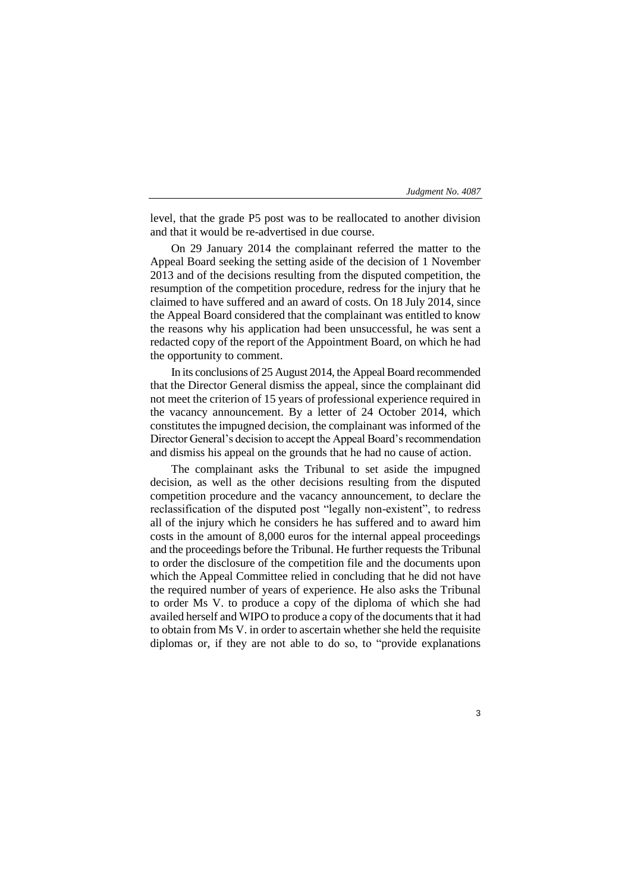level, that the grade P5 post was to be reallocated to another division and that it would be re-advertised in due course.

On 29 January 2014 the complainant referred the matter to the Appeal Board seeking the setting aside of the decision of 1 November 2013 and of the decisions resulting from the disputed competition, the resumption of the competition procedure, redress for the injury that he claimed to have suffered and an award of costs. On 18 July 2014, since the Appeal Board considered that the complainant was entitled to know the reasons why his application had been unsuccessful, he was sent a redacted copy of the report of the Appointment Board, on which he had the opportunity to comment.

In its conclusions of 25 August 2014, the Appeal Board recommended that the Director General dismiss the appeal, since the complainant did not meet the criterion of 15 years of professional experience required in the vacancy announcement. By a letter of 24 October 2014, which constitutes the impugned decision, the complainant was informed of the Director General's decision to accept the Appeal Board's recommendation and dismiss his appeal on the grounds that he had no cause of action.

The complainant asks the Tribunal to set aside the impugned decision, as well as the other decisions resulting from the disputed competition procedure and the vacancy announcement, to declare the reclassification of the disputed post "legally non-existent", to redress all of the injury which he considers he has suffered and to award him costs in the amount of 8,000 euros for the internal appeal proceedings and the proceedings before the Tribunal. He further requests the Tribunal to order the disclosure of the competition file and the documents upon which the Appeal Committee relied in concluding that he did not have the required number of years of experience. He also asks the Tribunal to order Ms V. to produce a copy of the diploma of which she had availed herself and WIPO to produce a copy of the documents that it had to obtain from Ms V. in order to ascertain whether she held the requisite diplomas or, if they are not able to do so, to "provide explanations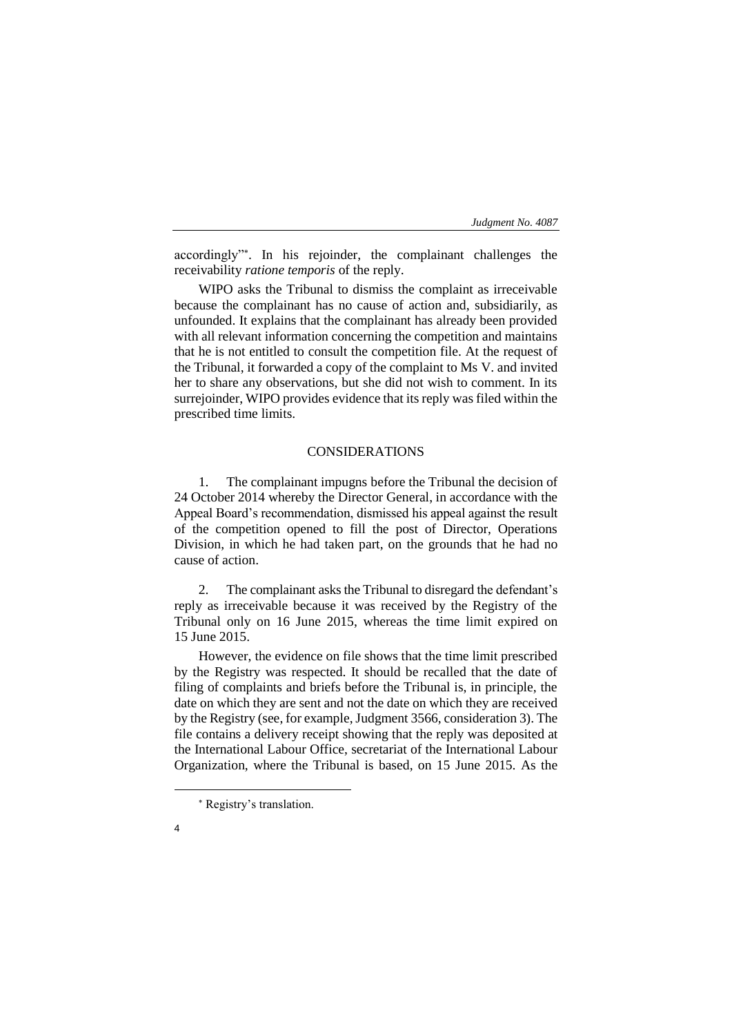accordingly"*. In his rejoinder, the complainant challenges the receivability *ratione temporis* of the reply.

WIPO asks the Tribunal to dismiss the complaint as irreceivable because the complainant has no cause of action and, subsidiarily, as unfounded. It explains that the complainant has already been provided with all relevant information concerning the competition and maintains that he is not entitled to consult the competition file. At the request of the Tribunal, it forwarded a copy of the complaint to Ms V. and invited her to share any observations, but she did not wish to comment. In its surrejoinder, WIPO provides evidence that its reply was filed within the prescribed time limits.

## CONSIDERATIONS

1. The complainant impugns before the Tribunal the decision of 24 October 2014 whereby the Director General, in accordance with the Appeal Board's recommendation, dismissed his appeal against the result of the competition opened to fill the post of Director, Operations Division, in which he had taken part, on the grounds that he had no cause of action.

2. The complainant asks the Tribunal to disregard the defendant's reply as irreceivable because it was received by the Registry of the Tribunal only on 16 June 2015, whereas the time limit expired on 15 June 2015.

However, the evidence on file shows that the time limit prescribed by the Registry was respected. It should be recalled that the date of filing of complaints and briefs before the Tribunal is, in principle, the date on which they are sent and not the date on which they are received by the Registry (see, for example, Judgment 3566, consideration 3). The file contains a delivery receipt showing that the reply was deposited at the International Labour Office, secretariat of the International Labour Organization, where the Tribunal is based, on 15 June 2015. As the

* Registry's translation.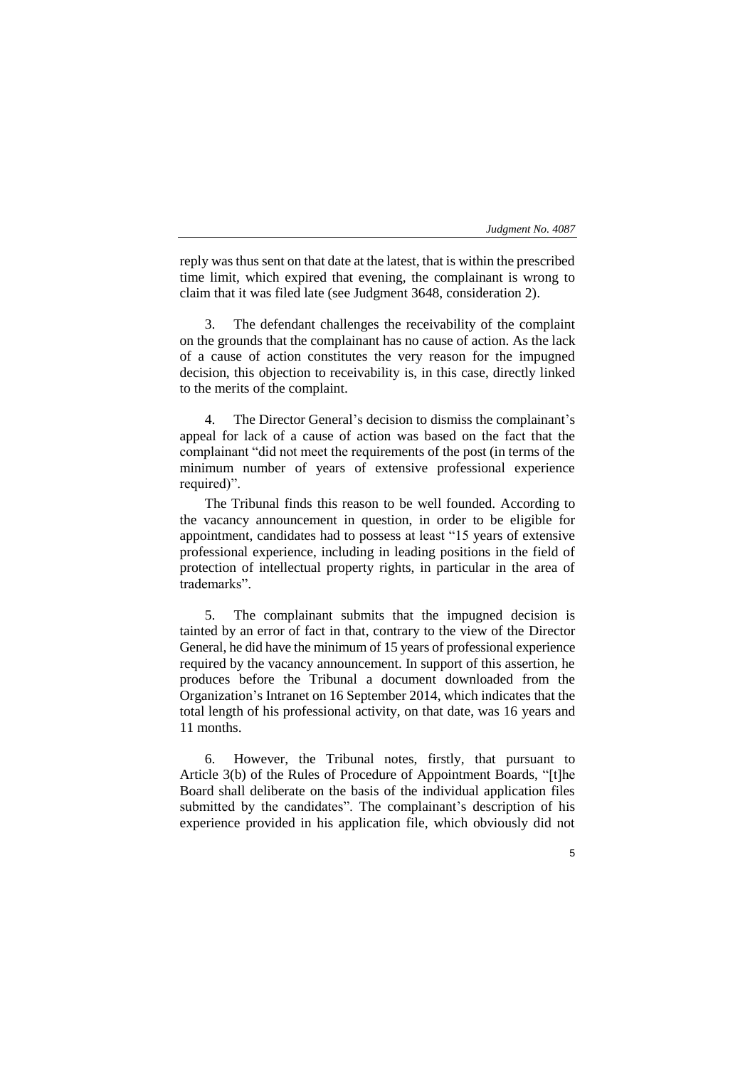reply was thus sent on that date at the latest, that is within the prescribed time limit, which expired that evening, the complainant is wrong to claim that it was filed late (see Judgment 3648, consideration 2).

3. The defendant challenges the receivability of the complaint on the grounds that the complainant has no cause of action. As the lack of a cause of action constitutes the very reason for the impugned decision, this objection to receivability is, in this case, directly linked to the merits of the complaint.

4. The Director General's decision to dismiss the complainant's appeal for lack of a cause of action was based on the fact that the complainant "did not meet the requirements of the post (in terms of the minimum number of years of extensive professional experience required)".

The Tribunal finds this reason to be well founded. According to the vacancy announcement in question, in order to be eligible for appointment, candidates had to possess at least "15 years of extensive professional experience, including in leading positions in the field of protection of intellectual property rights, in particular in the area of trademarks".

5. The complainant submits that the impugned decision is tainted by an error of fact in that, contrary to the view of the Director General, he did have the minimum of 15 years of professional experience required by the vacancy announcement. In support of this assertion, he produces before the Tribunal a document downloaded from the Organization's Intranet on 16 September 2014, which indicates that the total length of his professional activity, on that date, was 16 years and 11 months.

6. However, the Tribunal notes, firstly, that pursuant to Article 3(b) of the Rules of Procedure of Appointment Boards, "[t]he Board shall deliberate on the basis of the individual application files submitted by the candidates". The complainant's description of his experience provided in his application file, which obviously did not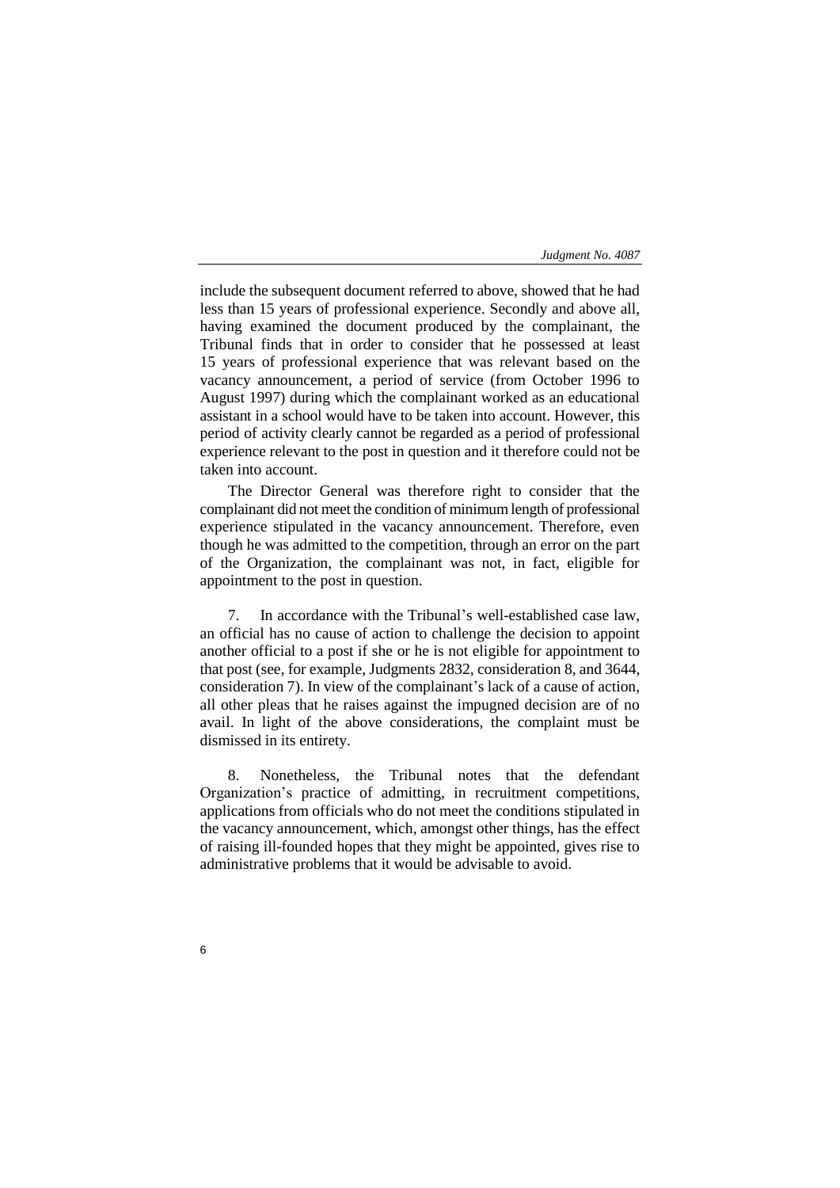include the subsequent document referred to above, showed that he had less than 15 years of professional experience. Secondly and above all, having examined the document produced by the complainant, the Tribunal finds that in order to consider that he possessed at least 15 years of professional experience that was relevant based on the vacancy announcement, a period of service (from October 1996 to August 1997) during which the complainant worked as an educational assistant in a school would have to be taken into account. However, this period of activity clearly cannot be regarded as a period of professional experience relevant to the post in question and it therefore could not be taken into account.

The Director General was therefore right to consider that the complainant did not meet the condition of minimum length of professional experience stipulated in the vacancy announcement. Therefore, even though he was admitted to the competition, through an error on the part of the Organization, the complainant was not, in fact, eligible for appointment to the post in question.

7. In accordance with the Tribunal's well-established case law, an official has no cause of action to challenge the decision to appoint another official to a post if she or he is not eligible for appointment to that post (see, for example, Judgments 2832, consideration 8, and 3644, consideration 7). In view of the complainant's lack of a cause of action, all other pleas that he raises against the impugned decision are of no avail. In light of the above considerations, the complaint must be dismissed in its entirety.

8. Nonetheless, the Tribunal notes that the defendant Organization's practice of admitting, in recruitment competitions, applications from officials who do not meet the conditions stipulated in the vacancy announcement, which, amongst other things, has the effect of raising ill-founded hopes that they might be appointed, gives rise to administrative problems that it would be advisable to avoid.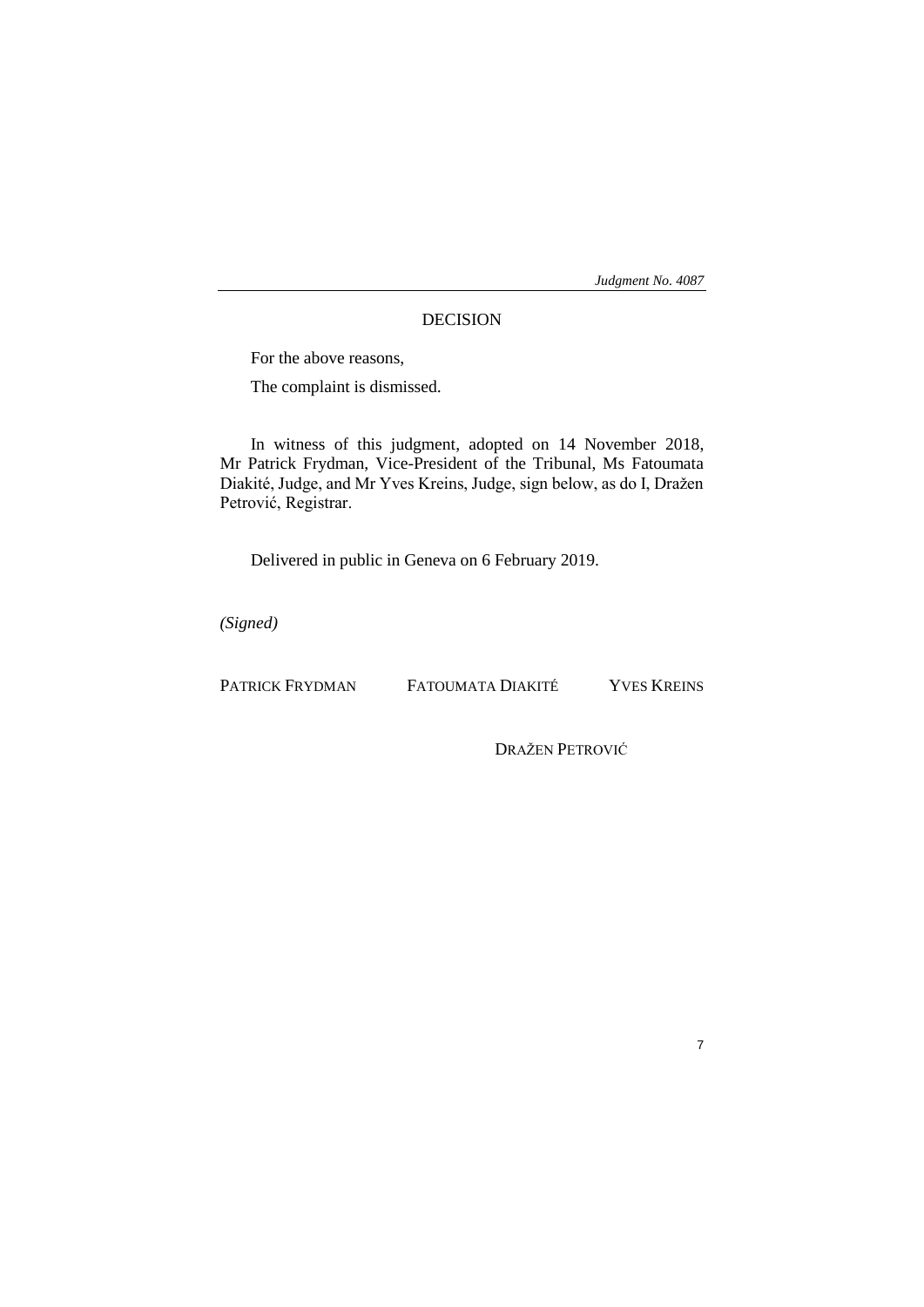## DECISION

For the above reasons,

The complaint is dismissed.

In witness of this judgment, adopted on 14 November 2018, Mr Patrick Frydman, Vice-President of the Tribunal, Ms Fatoumata Diakité, Judge, and Mr Yves Kreins, Judge, sign below, as do I, Dražen Petrović, Registrar.

Delivered in public in Geneva on 6 February 2019.

*(Signed)*

PATRICK FRYDMAN        FATOUMATA DIAKITÉ        YVES KREINS

DRAŽEN PETROVIĆ